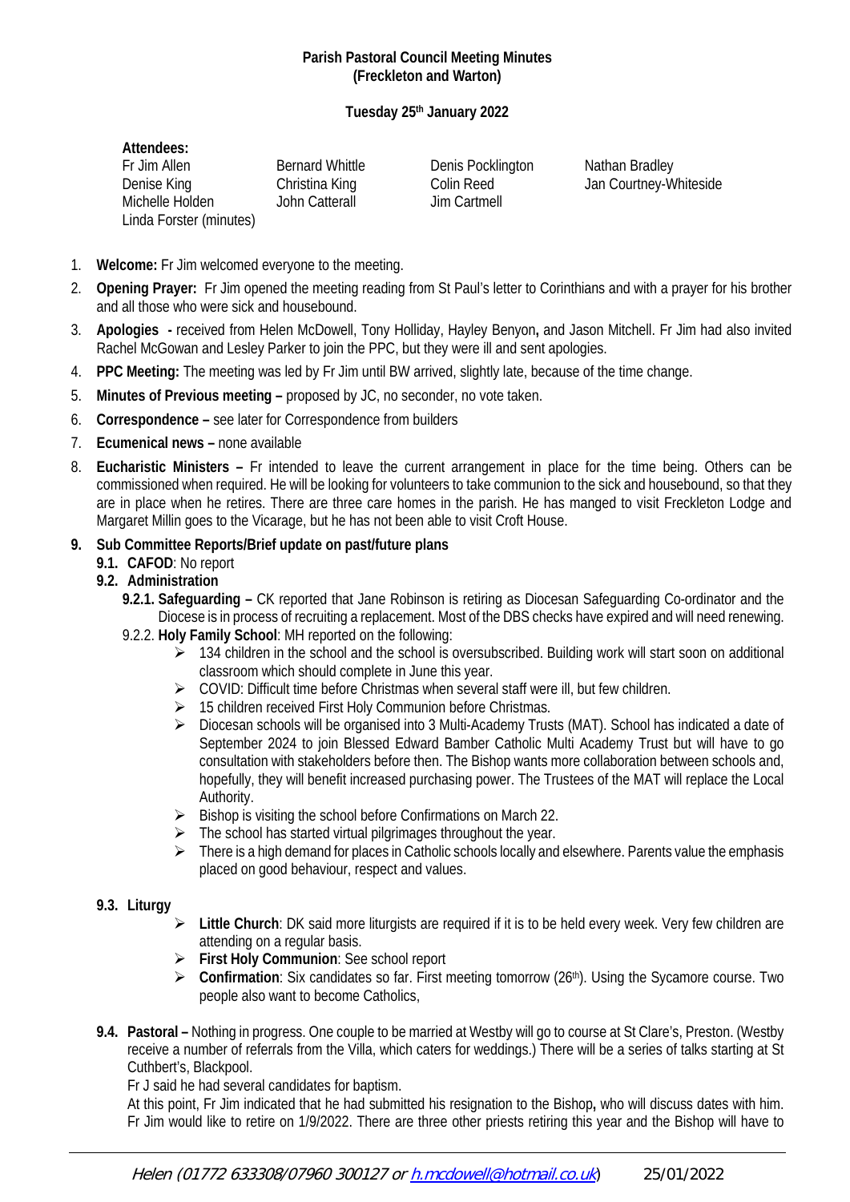**Parish Pastoral Council Meeting Minutes**
**(Freckleton and Warton)**

**Tuesday 25th January 2022**

**Attendees:**

| | | | |
|---|---|---|---|
| Fr Jim Allen | Bernard Whittle | Denis Pocklington | Nathan Bradley |
| Denise King | Christina King | Colin Reed | Jan Courtney-Whiteside |
| Michelle Holden | John Catterall | Jim Cartmell | |
| Linda Forster (minutes) | | | |

1. **Welcome:** Fr Jim welcomed everyone to the meeting.
2. **Opening Prayer:** Fr Jim opened the meeting reading from St Paul's letter to Corinthians and with a prayer for his brother and all those who were sick and housebound.
3. **Apologies -** received from Helen McDowell, Tony Holliday, Hayley Benyon**,** and Jason Mitchell. Fr Jim had also invited Rachel McGowan and Lesley Parker to join the PPC, but they were ill and sent apologies.
4. **PPC Meeting:** The meeting was led by Fr Jim until BW arrived, slightly late, because of the time change.
5. **Minutes of Previous meeting –** proposed by JC, no seconder, no vote taken.
6. **Correspondence –** see later for Correspondence from builders
7. **Ecumenical news –** none available
8. **Eucharistic Ministers –** Fr intended to leave the current arrangement in place for the time being. Others can be commissioned when required. He will be looking for volunteers to take communion to the sick and housebound, so that they are in place when he retires. There are three care homes in the parish. He has manged to visit Freckleton Lodge and Margaret Millin goes to the Vicarage, but he has not been able to visit Croft House.
9. **Sub Committee Reports/Brief update on past/future plans**
   - **9.1. CAFOD**: No report
   - **9.2. Administration**
     - **9.2.1. Safeguarding –** CK reported that Jane Robinson is retiring as Diocesan Safeguarding Co-ordinator and the Diocese is in process of recruiting a replacement. Most of the DBS checks have expired and will need renewing.
     - 9.2.2. **Holy Family School**: MH reported on the following:
       - 134 children in the school and the school is oversubscribed. Building work will start soon on additional classroom which should complete in June this year.
       - COVID: Difficult time before Christmas when several staff were ill, but few children.
       - 15 children received First Holy Communion before Christmas.
       - Diocesan schools will be organised into 3 Multi-Academy Trusts (MAT). School has indicated a date of September 2024 to join Blessed Edward Bamber Catholic Multi Academy Trust but will have to go consultation with stakeholders before then. The Bishop wants more collaboration between schools and, hopefully, they will benefit increased purchasing power. The Trustees of the MAT will replace the Local Authority.
       - Bishop is visiting the school before Confirmations on March 22.
       - The school has started virtual pilgrimages throughout the year.
       - There is a high demand for places in Catholic schools locally and elsewhere. Parents value the emphasis placed on good behaviour, respect and values.
   - **9.3. Liturgy**
     - **Little Church**: DK said more liturgists are required if it is to be held every week. Very few children are attending on a regular basis.
     - **First Holy Communion**: See school report
     - **Confirmation**: Six candidates so far. First meeting tomorrow (26th). Using the Sycamore course. Two people also want to become Catholics,
   - **9.4. Pastoral –** Nothing in progress. One couple to be married at Westby will go to course at St Clare's, Preston. (Westby receive a number of referrals from the Villa, which caters for weddings.) There will be a series of talks starting at St Cuthbert's, Blackpool.

     Fr J said he had several candidates for baptism.

     At this point, Fr Jim indicated that he had submitted his resignation to the Bishop**,** who will discuss dates with him. Fr Jim would like to retire on 1/9/2022. There are three other priests retiring this year and the Bishop will have to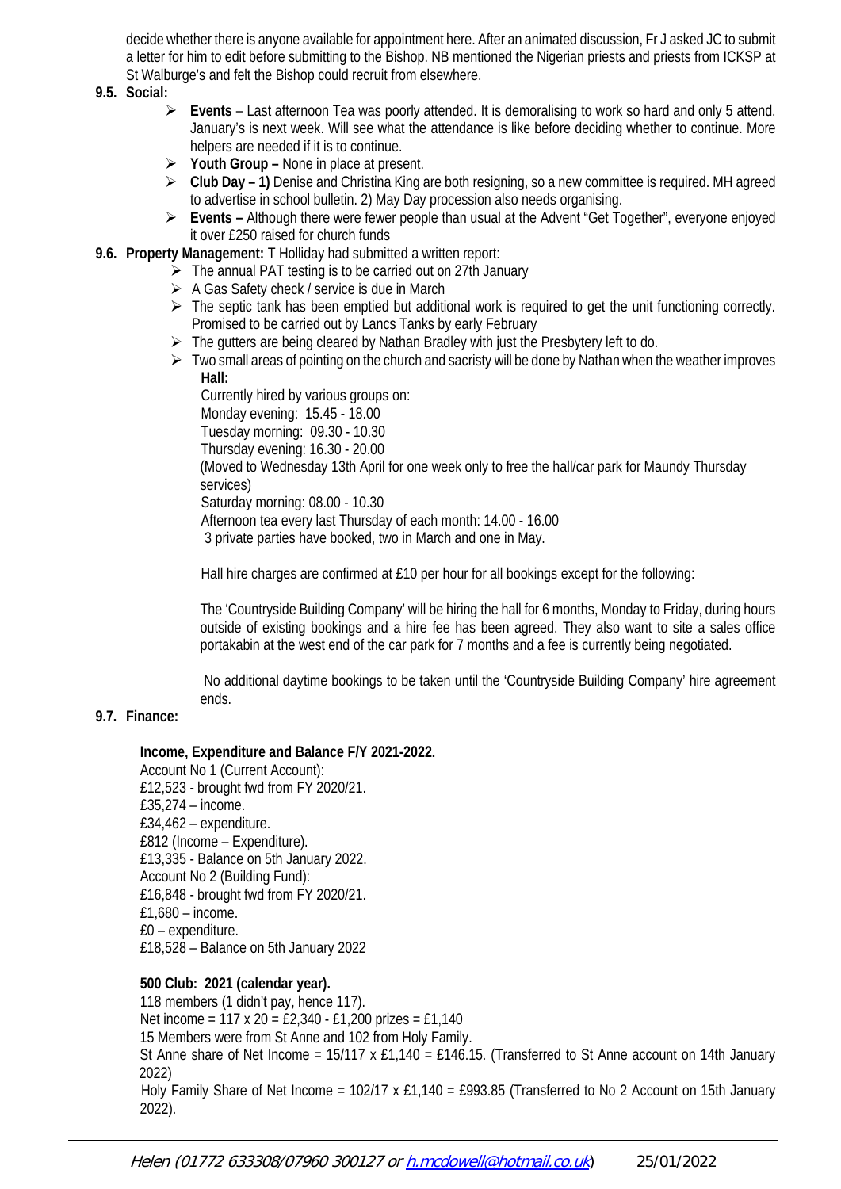decide whether there is anyone available for appointment here. After an animated discussion, Fr J asked JC to submit a letter for him to edit before submitting to the Bishop. NB mentioned the Nigerian priests and priests from ICKSP at St Walburge's and felt the Bishop could recruit from elsewhere.

**9.5. Social:**

- **Events** – Last afternoon Tea was poorly attended. It is demoralising to work so hard and only 5 attend. January's is next week. Will see what the attendance is like before deciding whether to continue. More helpers are needed if it is to continue.
- **Youth Group –** None in place at present.
- **Club Day – 1)** Denise and Christina King are both resigning, so a new committee is required. MH agreed to advertise in school bulletin. 2) May Day procession also needs organising.
- **Events –** Although there were fewer people than usual at the Advent "Get Together", everyone enjoyed it over £250 raised for church funds

**9.6. Property Management:** T Holliday had submitted a written report:

- The annual PAT testing is to be carried out on 27th January
- A Gas Safety check / service is due in March
- The septic tank has been emptied but additional work is required to get the unit functioning correctly. Promised to be carried out by Lancs Tanks by early February
- The gutters are being cleared by Nathan Bradley with just the Presbytery left to do.
- Two small areas of pointing on the church and sacristy will be done by Nathan when the weather improves

**Hall:**

Currently hired by various groups on:
Monday evening: 15.45 - 18.00
Tuesday morning: 09.30 - 10.30
Thursday evening: 16.30 - 20.00
(Moved to Wednesday 13th April for one week only to free the hall/car park for Maundy Thursday services)
Saturday morning: 08.00 - 10.30
Afternoon tea every last Thursday of each month: 14.00 - 16.00
3 private parties have booked, two in March and one in May.

Hall hire charges are confirmed at £10 per hour for all bookings except for the following:

The 'Countryside Building Company' will be hiring the hall for 6 months, Monday to Friday, during hours outside of existing bookings and a hire fee has been agreed. They also want to site a sales office portakabin at the west end of the car park for 7 months and a fee is currently being negotiated.

No additional daytime bookings to be taken until the 'Countryside Building Company' hire agreement ends.

**9.7. Finance:**

**Income, Expenditure and Balance F/Y 2021-2022.**

Account No 1 (Current Account):
£12,523 - brought fwd from FY 2020/21.
£35,274 – income.
£34,462 – expenditure.
£812 (Income – Expenditure).
£13,335 - Balance on 5th January 2022.
Account No 2 (Building Fund):
£16,848 - brought fwd from FY 2020/21.
£1,680 – income.
£0 – expenditure.
£18,528 – Balance on 5th January 2022

**500 Club: 2021 (calendar year).**

118 members (1 didn't pay, hence 117).
Net income = 117 x 20 = £2,340 - £1,200 prizes = £1,140
15 Members were from St Anne and 102 from Holy Family.
St Anne share of Net Income = 15/117 x £1,140 = £146.15. (Transferred to St Anne account on 14th January 2022)
Holy Family Share of Net Income = 102/17 x £1,140 = £993.85 (Transferred to No 2 Account on 15th January 2022).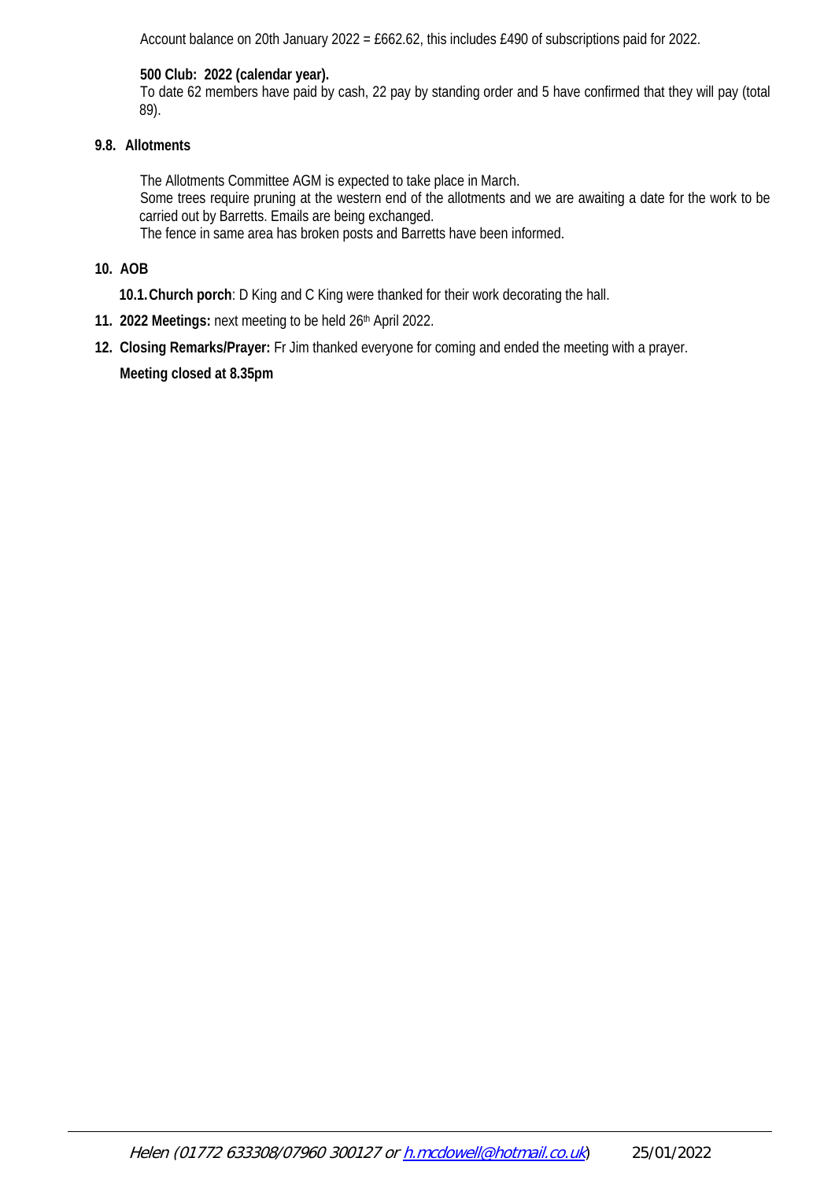Account balance on 20th January 2022 = £662.62, this includes £490 of subscriptions paid for 2022.

**500 Club: 2022 (calendar year).**

To date 62 members have paid by cash, 22 pay by standing order and 5 have confirmed that they will pay (total 89).

**9.8. Allotments**

The Allotments Committee AGM is expected to take place in March.
Some trees require pruning at the western end of the allotments and we are awaiting a date for the work to be carried out by Barretts. Emails are being exchanged.
The fence in same area has broken posts and Barretts have been informed.

**10. AOB**

**10.1. Church porch**: D King and C King were thanked for their work decorating the hall.

**11. 2022 Meetings:** next meeting to be held 26th April 2022.

**12. Closing Remarks/Prayer:** Fr Jim thanked everyone for coming and ended the meeting with a prayer.

**Meeting closed at 8.35pm**